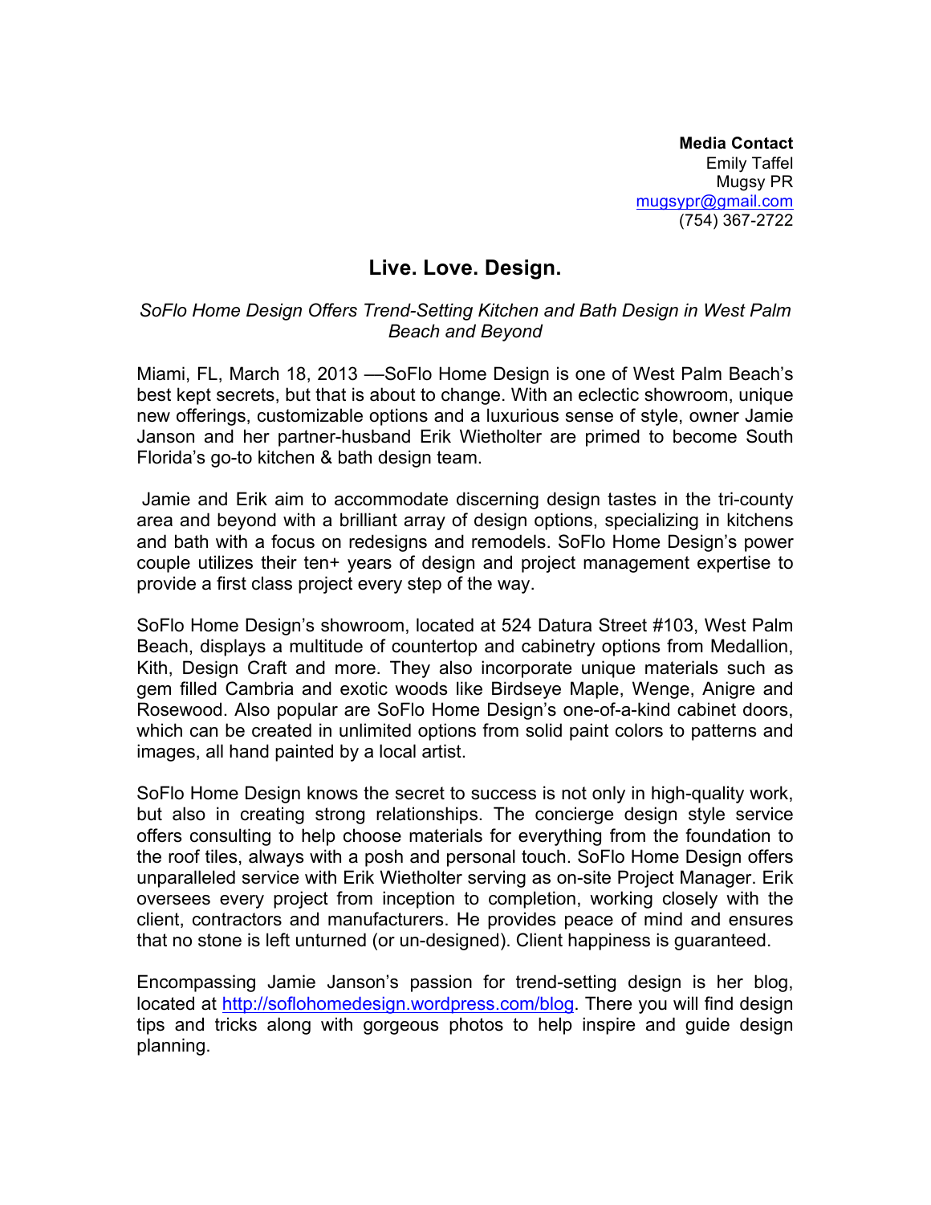**Media Contact**
Emily Taffel
Mugsy PR
mugsypr@gmail.com
(754) 367-2722

# Live. Love. Design.

*SoFlo Home Design Offers Trend-Setting Kitchen and Bath Design in West Palm Beach and Beyond*

Miami, FL, March 18, 2013 —SoFlo Home Design is one of West Palm Beach's best kept secrets, but that is about to change. With an eclectic showroom, unique new offerings, customizable options and a luxurious sense of style, owner Jamie Janson and her partner-husband Erik Wietholter are primed to become South Florida's go-to kitchen & bath design team.

Jamie and Erik aim to accommodate discerning design tastes in the tri-county area and beyond with a brilliant array of design options, specializing in kitchens and bath with a focus on redesigns and remodels. SoFlo Home Design's power couple utilizes their ten+ years of design and project management expertise to provide a first class project every step of the way.

SoFlo Home Design's showroom, located at 524 Datura Street #103, West Palm Beach, displays a multitude of countertop and cabinetry options from Medallion, Kith, Design Craft and more. They also incorporate unique materials such as gem filled Cambria and exotic woods like Birdseye Maple, Wenge, Anigre and Rosewood. Also popular are SoFlo Home Design's one-of-a-kind cabinet doors, which can be created in unlimited options from solid paint colors to patterns and images, all hand painted by a local artist.

SoFlo Home Design knows the secret to success is not only in high-quality work, but also in creating strong relationships. The concierge design style service offers consulting to help choose materials for everything from the foundation to the roof tiles, always with a posh and personal touch. SoFlo Home Design offers unparalleled service with Erik Wietholter serving as on-site Project Manager. Erik oversees every project from inception to completion, working closely with the client, contractors and manufacturers. He provides peace of mind and ensures that no stone is left unturned (or un-designed). Client happiness is guaranteed.

Encompassing Jamie Janson's passion for trend-setting design is her blog, located at http://soflohomedesign.wordpress.com/blog. There you will find design tips and tricks along with gorgeous photos to help inspire and guide design planning.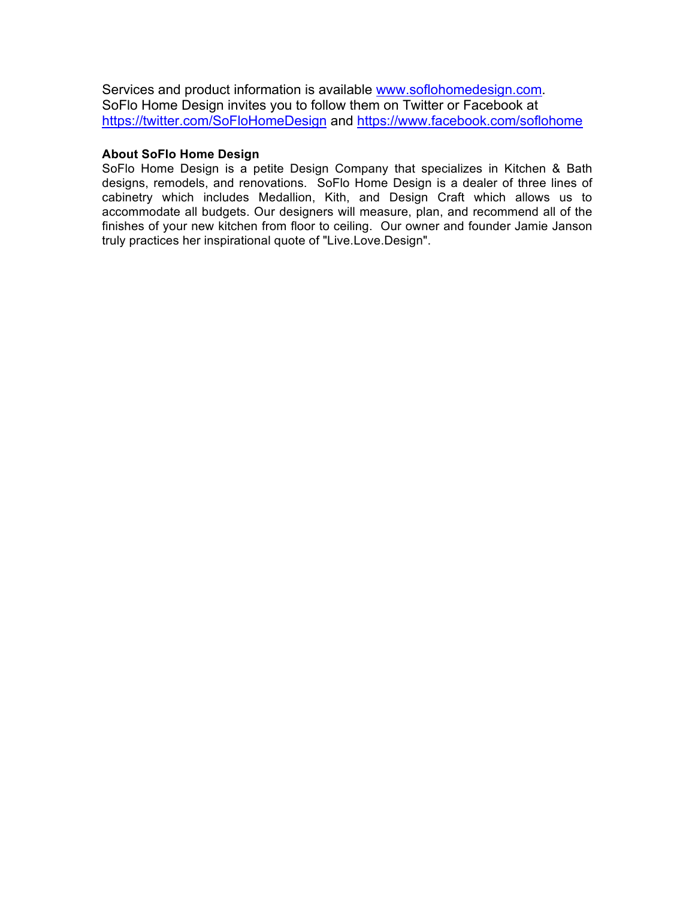Services and product information is available www.soflohomedesign.com. SoFlo Home Design invites you to follow them on Twitter or Facebook at https://twitter.com/SoFloHomeDesign and https://www.facebook.com/soflohome

**About SoFlo Home Design**

SoFlo Home Design is a petite Design Company that specializes in Kitchen & Bath designs, remodels, and renovations. SoFlo Home Design is a dealer of three lines of cabinetry which includes Medallion, Kith, and Design Craft which allows us to accommodate all budgets. Our designers will measure, plan, and recommend all of the finishes of your new kitchen from floor to ceiling. Our owner and founder Jamie Janson truly practices her inspirational quote of "Live.Love.Design".